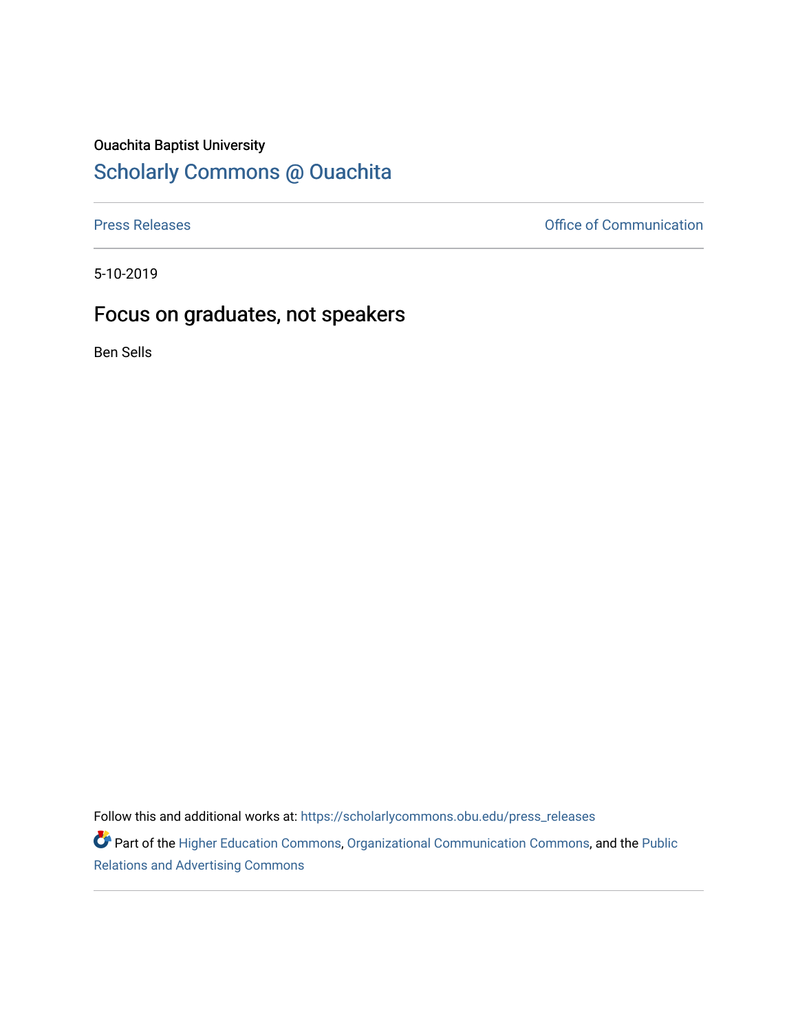Ouachita Baptist University

# Scholarly Commons @ Ouachita

Press Releases | Office of Communication

5-10-2019

## Focus on graduates, not speakers

Ben Sells

Follow this and additional works at: https://scholarlycommons.obu.edu/press_releases

Part of the Higher Education Commons, Organizational Communication Commons, and the Public Relations and Advertising Commons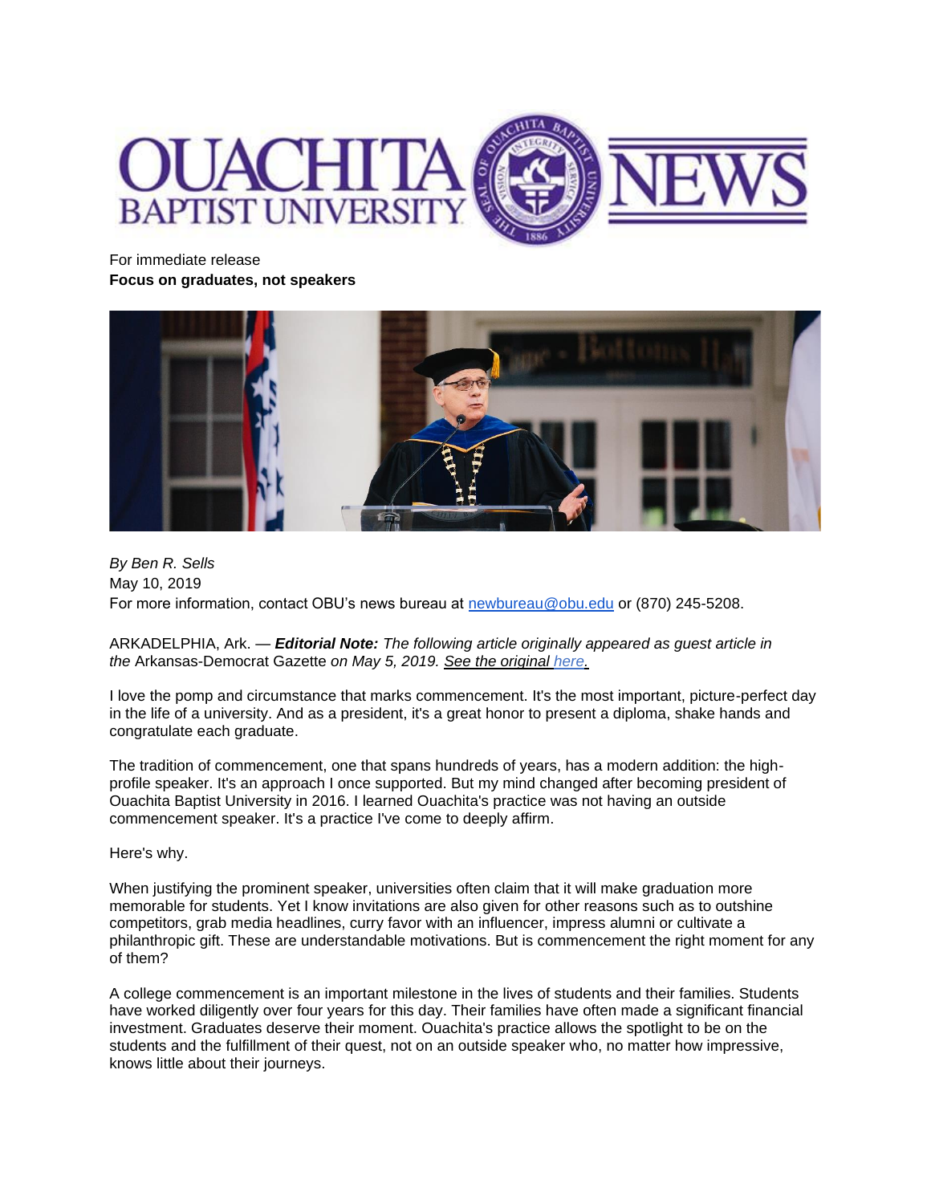For immediate release

**Focus on graduates, not speakers**

*By Ben R. Sells*

May 10, 2019

For more information, contact OBU's news bureau at [newbureau@obu.edu](mailto:newbureau@obu.edu) or (870) 245-5208.

ARKADELPHIA, Ark. — ***Editorial Note:*** *The following article originally appeared as guest article in the* Arkansas-Democrat Gazette *on May 5, 2019.* *See the original here.*

I love the pomp and circumstance that marks commencement. It's the most important, picture-perfect day in the life of a university. And as a president, it's a great honor to present a diploma, shake hands and congratulate each graduate.

The tradition of commencement, one that spans hundreds of years, has a modern addition: the high-profile speaker. It's an approach I once supported. But my mind changed after becoming president of Ouachita Baptist University in 2016. I learned Ouachita's practice was not having an outside commencement speaker. It's a practice I've come to deeply affirm.

Here's why.

When justifying the prominent speaker, universities often claim that it will make graduation more memorable for students. Yet I know invitations are also given for other reasons such as to outshine competitors, grab media headlines, curry favor with an influencer, impress alumni or cultivate a philanthropic gift. These are understandable motivations. But is commencement the right moment for any of them?

A college commencement is an important milestone in the lives of students and their families. Students have worked diligently over four years for this day. Their families have often made a significant financial investment. Graduates deserve their moment. Ouachita's practice allows the spotlight to be on the students and the fulfillment of their quest, not on an outside speaker who, no matter how impressive, knows little about their journeys.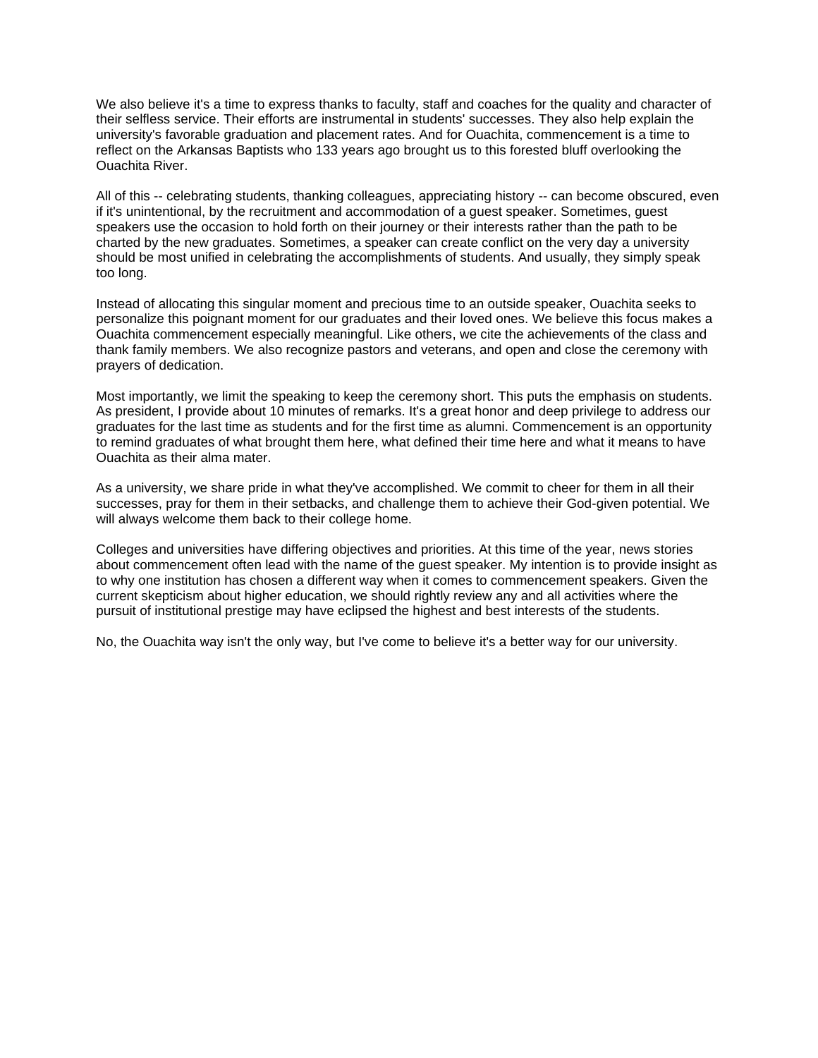We also believe it's a time to express thanks to faculty, staff and coaches for the quality and character of their selfless service. Their efforts are instrumental in students' successes. They also help explain the university's favorable graduation and placement rates. And for Ouachita, commencement is a time to reflect on the Arkansas Baptists who 133 years ago brought us to this forested bluff overlooking the Ouachita River.

All of this -- celebrating students, thanking colleagues, appreciating history -- can become obscured, even if it's unintentional, by the recruitment and accommodation of a guest speaker. Sometimes, guest speakers use the occasion to hold forth on their journey or their interests rather than the path to be charted by the new graduates. Sometimes, a speaker can create conflict on the very day a university should be most unified in celebrating the accomplishments of students. And usually, they simply speak too long.

Instead of allocating this singular moment and precious time to an outside speaker, Ouachita seeks to personalize this poignant moment for our graduates and their loved ones. We believe this focus makes a Ouachita commencement especially meaningful. Like others, we cite the achievements of the class and thank family members. We also recognize pastors and veterans, and open and close the ceremony with prayers of dedication.

Most importantly, we limit the speaking to keep the ceremony short. This puts the emphasis on students. As president, I provide about 10 minutes of remarks. It's a great honor and deep privilege to address our graduates for the last time as students and for the first time as alumni. Commencement is an opportunity to remind graduates of what brought them here, what defined their time here and what it means to have Ouachita as their alma mater.

As a university, we share pride in what they've accomplished. We commit to cheer for them in all their successes, pray for them in their setbacks, and challenge them to achieve their God-given potential. We will always welcome them back to their college home.

Colleges and universities have differing objectives and priorities. At this time of the year, news stories about commencement often lead with the name of the guest speaker. My intention is to provide insight as to why one institution has chosen a different way when it comes to commencement speakers. Given the current skepticism about higher education, we should rightly review any and all activities where the pursuit of institutional prestige may have eclipsed the highest and best interests of the students.

No, the Ouachita way isn't the only way, but I've come to believe it's a better way for our university.